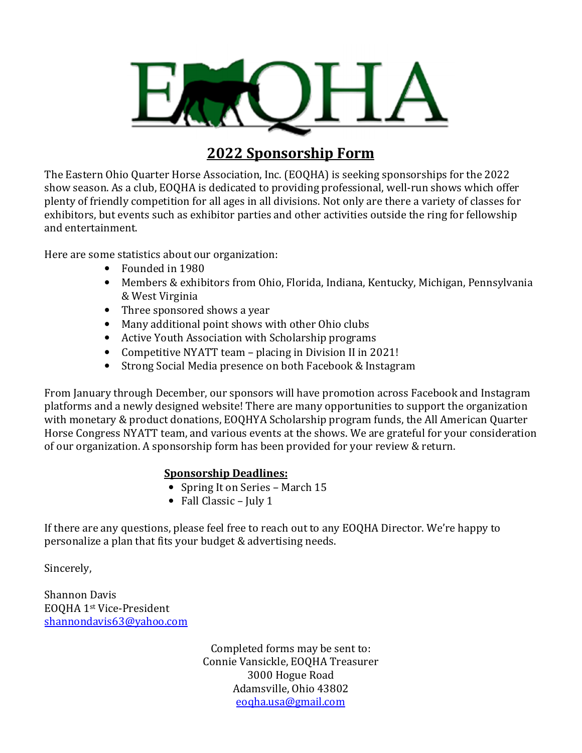# EOQHA

## 2022 Sponsorship Form

The Eastern Ohio Quarter Horse Association, Inc. (EOQHA) is seeking sponsorships for the 2022 show season. As a club, EOQHA is dedicated to providing professional, well-run shows which offer plenty of friendly competition for all ages in all divisions. Not only are there a variety of classes for exhibitors, but events such as exhibitor parties and other activities outside the ring for fellowship and entertainment.

Here are some statistics about our organization:

- Founded in 1980
- Members & exhibitors from Ohio, Florida, Indiana, Kentucky, Michigan, Pennsylvania & West Virginia
- Three sponsored shows a year
- Many additional point shows with other Ohio clubs
- Active Youth Association with Scholarship programs
- Competitive NYATT team – placing in Division II in 2021!
- Strong Social Media presence on both Facebook & Instagram

From January through December, our sponsors will have promotion across Facebook and Instagram platforms and a newly designed website! There are many opportunities to support the organization with monetary & product donations, EOQHYA Scholarship program funds, the All American Quarter Horse Congress NYATT team, and various events at the shows. We are grateful for your consideration of our organization. A sponsorship form has been provided for your review & return.

**Sponsorship Deadlines:**

- Spring It on Series – March 15
- Fall Classic – July 1

If there are any questions, please feel free to reach out to any EOQHA Director. We're happy to personalize a plan that fits your budget & advertising needs.

Sincerely,

Shannon Davis
EOQHA 1st Vice-President
shannondavis63@yahoo.com

Completed forms may be sent to:
Connie Vansickle, EOQHA Treasurer
3000 Hogue Road
Adamsville, Ohio 43802
eoqha.usa@gmail.com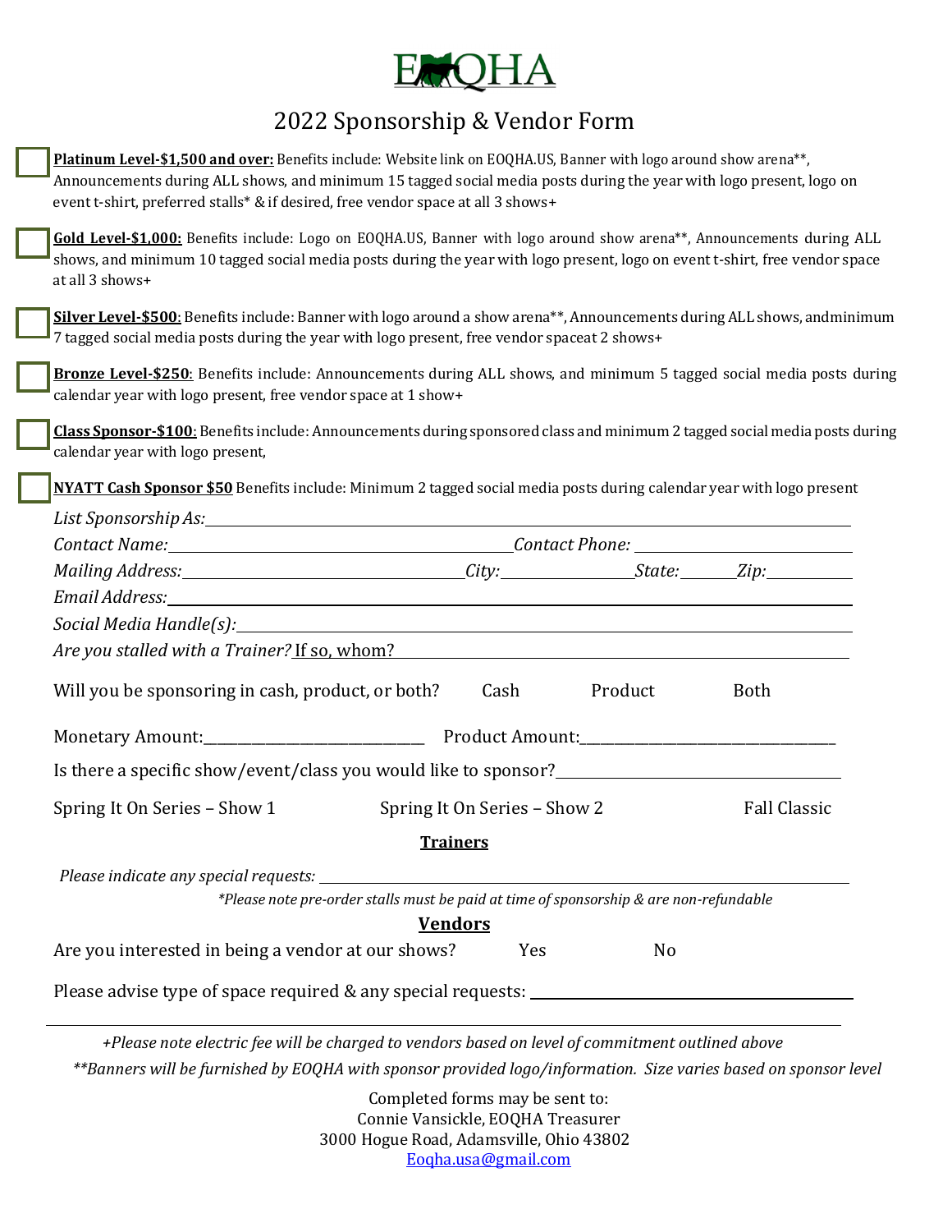EOQHA

# 2022 Sponsorship & Vendor Form

☐ **Platinum Level-$1,500 and over:** Benefits include: Website link on EOQHA.US, Banner with logo around show arena**, Announcements during ALL shows, and minimum 15 tagged social media posts during the year with logo present, logo on event t-shirt, preferred stalls* & if desired, free vendor space at all 3 shows+

☐ **Gold Level-$1,000:** Benefits include: Logo on EOQHA.US, Banner with logo around show arena**, Announcements during ALL shows, and minimum 10 tagged social media posts during the year with logo present, logo on event t-shirt, free vendor space at all 3 shows+

☐ **Silver Level-$500**: Benefits include: Banner with logo around a show arena**, Announcements during ALL shows, andminimum 7 tagged social media posts during the year with logo present, free vendor spaceat 2 shows+

☐ **Bronze Level-$250**: Benefits include: Announcements during ALL shows, and minimum 5 tagged social media posts during calendar year with logo present, free vendor space at 1 show+

☐ **Class Sponsor-$100**: Benefits include: Announcements during sponsored class and minimum 2 tagged social media posts during calendar year with logo present,

☐ **NYATT Cash Sponsor $50** Benefits include: Minimum 2 tagged social media posts during calendar year with logo present

*List Sponsorship As:* ____________________

*Contact Name:* ____________________ *Contact Phone:* ____________________

*Mailing Address:* ____________________ *City:* __________ *State:* ______ *Zip:* ______

*Email Address:* ____________________

*Social Media Handle(s):* ____________________

*Are you stalled with a Trainer?* If so, whom? ____________________

Will you be sponsoring in cash, product, or both? Cash Product Both

Monetary Amount:____________________ Product Amount:____________________

Is there a specific show/event/class you would like to sponsor? ____________________

Spring It On Series – Show 1 Spring It On Series – Show 2 Fall Classic

**Trainers**

*Please indicate any special requests:* ____________________

*\*Please note pre-order stalls must be paid at time of sponsorship & are non-refundable*

**Vendors**

Are you interested in being a vendor at our shows? Yes No

Please advise type of space required & any special requests: ____________________

*+Please note electric fee will be charged to vendors based on level of commitment outlined above*

*\*\*Banners will be furnished by EOQHA with sponsor provided logo/information. Size varies based on sponsor level*

Completed forms may be sent to:
Connie Vansickle, EOQHA Treasurer
3000 Hogue Road, Adamsville, Ohio 43802
Eoqha.usa@gmail.com